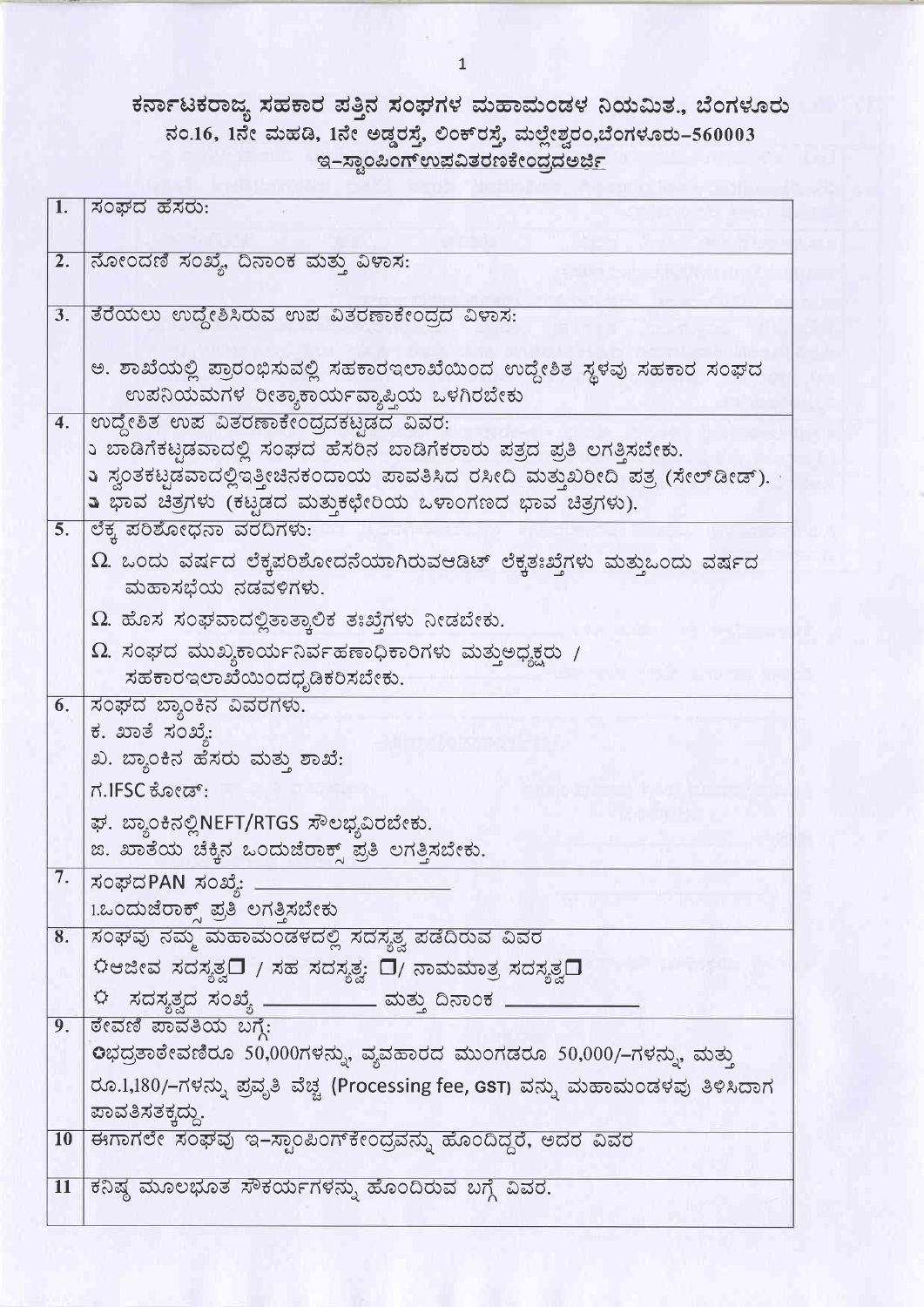# ಕರ್ನಾಟಕರಾಜ್ಯ ಸಹಕಾರ ಪತ್ತಿನ ಸಂಘಗಳ ಮಹಾಮಂಡಳ ನಿಯಮಿತ., ಬೆಂಗಳೂರು

**ನಂ.16, 1ನೇ ಮಹಡಿ, 1ನೇ ಅಡ್ಡರಸ್ತೆ, ಲಿಂಕ್‌ರಸ್ತೆ, ಮಲ್ಲೇಶ್ವರಂ,ಬೆಂಗಳೂರು-560003**

**ಇ-ಸ್ಟಾಂಪಿಂಗ್‌ಉಪವಿತರಣಕೇಂದ್ರದಅರ್ಜಿ**

| | |
|---|---|
| 1. | ಸಂಘದ ಹೆಸರು: |
| 2. | ನೋಂದಣಿ ಸಂಖ್ಯೆ, ದಿನಾಂಕ ಮತ್ತು ವಿಳಾಸ: |
| 3. | ತೆರೆಯಲು ಉದ್ದೇಶಿಸಿರುವ ಉಪ ವಿತರಣಾಕೇಂದ್ರದ ವಿಳಾಸ:<br><br>ಅ. ಶಾಖೆಯಲ್ಲಿ ಪ್ರಾರಂಭಿಸುವಲ್ಲಿ ಸಹಕಾರಇಲಾಖೆಯಿಂದ ಉದ್ದೇಶಿತ ಸ್ಥಳವು ಸಹಕಾರ ಸಂಘದ ಉಪನಿಯಮಗಳ ರೀತ್ಯಾಕಾರ್ಯವ್ಯಾಪ್ತಿಯ ಒಳಗಿರಬೇಕು |
| 4. | ಉದ್ದೇಶಿತ ಉಪ ವಿತರಣಾಕೇಂದ್ರದಕಟ್ಟಡದ ವಿವರ:<br>೧ ಬಾಡಿಗೆಕಟ್ಟಡವಾದಲ್ಲಿ ಸಂಘದ ಹೆಸರಿನ ಬಾಡಿಗೆಕರಾರು ಪತ್ರದ ಪ್ರತಿ ಲಗತ್ತಿಸಬೇಕು.<br>೨ ಸ್ವಂತಕಟ್ಟಡವಾದಲ್ಲಿಇತ್ತೀಚಿನಕಂದಾಯ ಪಾವತಿಸಿದ ರಸೀದಿ ಮತ್ತುಖರೀದಿ ಪತ್ರ (ಸೇಲ್‌ಡೀಡ್).<br>೩ ಭಾವ ಚಿತ್ರಗಳು (ಕಟ್ಟಡದ ಮತ್ತುಕಛೇರಿಯ ಒಳಾಂಗಣದ ಭಾವ ಚಿತ್ರಗಳು). |
| 5. | ಲೆಕ್ಕ ಪರಿಶೋಧನಾ ವರದಿಗಳು:<br>Ω. ಒಂದು ವರ್ಷದ ಲೆಕ್ಕಪರಿಶೋದನೆಯಾಗಿರುವಆಡಿಟ್ ಲೆಕ್ಕತಃಖ್ತೆಗಳು ಮತ್ತುಒಂದು ವರ್ಷದ ಮಹಾಸಭೆಯ ನಡವಳಿಗಳು.<br>Ω. ಹೊಸ ಸಂಘವಾದಲ್ಲಿತಾತ್ಕಾಲಿಕ ತಃಖ್ತೆಗಳು ನೀಡಬೇಕು.<br>Ω. ಸಂಘದ ಮುಖ್ಯಕಾರ್ಯನಿರ್ವಹಣಾಧಿಕಾರಿಗಳು ಮತ್ತುಅಧ್ಯಕ್ಷರು / ಸಹಕಾರಇಲಾಖೆಯಿಂದಧೃಡಿಕರಿಸಬೇಕು. |
| 6. | ಸಂಘದ ಬ್ಯಾಂಕಿನ ವಿವರಗಳು.<br>ಕ. ಖಾತೆ ಸಂಖ್ಯೆ:<br>ಖ. ಬ್ಯಾಂಕಿನ ಹೆಸರು ಮತ್ತು ಶಾಖೆ:<br>ಗ.IFSC ಕೋಡ್:<br>ಘ. ಬ್ಯಾಂಕಿನಲ್ಲಿNEFT/RTGS ಸೌಲಭ್ಯವಿರಬೇಕು.<br>ಙ. ಖಾತೆಯ ಚೆಕ್ಕಿನ ಒಂದುಜೆರಾಕ್ಸ್ ಪ್ರತಿ ಲಗತ್ತಿಸಬೇಕು. |
| 7. | ಸಂಘದPAN ಸಂಖ್ಯೆ: ____________________<br>1.ಒಂದುಜೆರಾಕ್ಸ್ ಪ್ರತಿ ಲಗತ್ತಿಸಬೇಕು |
| 8. | ಸಂಘವು ನಮ್ಮ ಮಹಾಮಂಡಳದಲ್ಲಿ ಸದಸ್ಯತ್ವ ಪಡೆದಿರುವ ವಿವರ<br>☐ಆಜೀವ ಸದಸ್ಯತ್ವ☐ / ಸಹ ಸದಸ್ಯತ್ವ: ☐/ ನಾಮಮಾತ್ರ ಸದಸ್ಯತ್ವ☐<br>☐ ಸದಸ್ಯತ್ವದ ಸಂಖ್ಯೆ ____________ ಮತ್ತು ದಿನಾಂಕ ____________ |
| 9. | ಠೇವಣಿ ಪಾವತಿಯ ಬಗ್ಗೆ:<br>ಭದ್ರತಾಠೇವಣಿರೂ 50,000ಗಳನ್ನು, ವ್ಯವಹಾರದ ಮುಂಗಡರೂ 50,000/-ಗಳನ್ನು, ಮತ್ತು ರೂ.1,180/-ಗಳನ್ನು ಪ್ರವೃತಿ ವೆಚ್ಚ (Processing fee, GST) ವನ್ನು ಮಹಾಮಂಡಳವು ತಿಳಿಸಿದಾಗ ಪಾವತಿಸತಕ್ಕದ್ದು. |
| 10 | ಈಗಾಗಲೇ ಸಂಘವು ಇ-ಸ್ಟಾಂಪಿಂಗ್‌ಕೇಂದ್ರವನ್ನು ಹೊಂದಿದ್ದರೆ, ಅದರ ವಿವರ |
| 11 | ಕನಿಷ್ಠ ಮೂಲಭೂತ ಸೌಕರ್ಯಗಳನ್ನು ಹೊಂದಿರುವ ಬಗ್ಗೆ ವಿವರ. |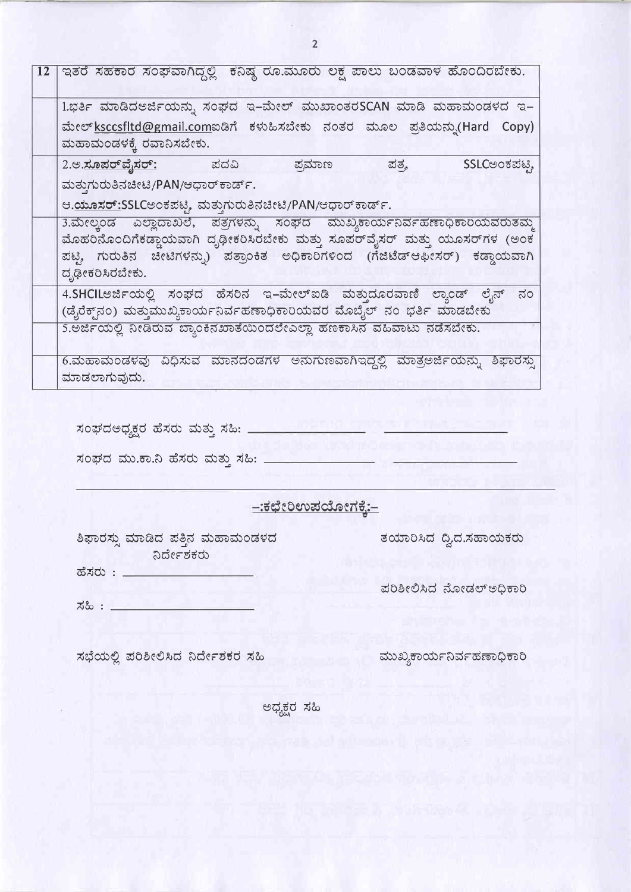| 12 | ಇತರೆ ಸಹಕಾರ ಸಂಘವಾಗಿದ್ದಲ್ಲಿ ಕನಿಷ್ಠ ರೂ.ಮೂರು ಲಕ್ಷ ಪಾಲು ಬಂಡವಾಳ ಹೊಂದಿರಬೇಕು. |
|---|---|
| | 1.ಭರ್ತಿ ಮಾಡಿದಅರ್ಜಿಯನ್ನು ಸಂಘದ ಇ–ಮೇಲ್ ಮುಖಾಂತರSCAN ಮಾಡಿ ಮಹಾಮಂಡಳದ ಇ–ಮೇಲ್ksccsfltd@gmail.comಐಡಿಗೆ ಕಳುಹಿಸಬೇಕು ನಂತರ ಮೂಲ ಪ್ರತಿಯನ್ನು(Hard Copy) ಮಹಾಮಂಡಳಕ್ಕೆ ರವಾನಿಸಬೇಕು. |
| | 2.ಅ.**ಸೂಪರ್‌ವೈಸರ್:** ಪದವಿ ಪ್ರಮಾಣ ಪತ್ರ, SSLCಅಂಕಪಟ್ಟಿ, ಮತ್ತುಗುರುತಿನಚೀಟಿ/PAN/ಆಧಾರ್‌ಕಾರ್ಡ್. <br> ಆ.**ಯೂಸರ್:**SSLCಅಂಕಪಟ್ಟಿ, ಮತ್ತುಗುರುತಿನಚೀಟಿ/PAN/ಆಧಾರ್‌ಕಾರ್ಡ್. |
| | 3.ಮೇಲ್ಕಂಡ ಎಲ್ಲಾದಾಖಲೆ, ಪತ್ರಗಳನ್ನು ಸಂಘದ ಮುಖ್ಯಕಾರ್ಯನಿರ್ವಹಣಾಧಿಕಾರಿಯವರುತಮ್ಮ ಮೊಹರಿನೊಂದಿಗೆಕಡ್ಡಾಯವಾಗಿ ದೃಢೀಕರಿಸಿರಬೇಕು ಮತ್ತು ಸೂಪರ್‌ವೈಸರ್ ಮತ್ತು ಯೂಸರ್‌ಗಳ (ಅಂಕ ಪಟ್ಟಿ, ಗುರುತಿನ ಚೀಟಿಗಳನ್ನು) ಪತ್ರಾಂಕಿತ ಅಧಿಕಾರಿಗಳಿಂದ (ಗೆಜೆಟೆಡ್‌ಆಫೀಸರ್) ಕಡ್ಡಾಯವಾಗಿ ದೃಢೀಕರಿಸಿರಬೇಕು. |
| | 4.SHCILಅರ್ಜಿಯಲ್ಲಿ ಸಂಘದ ಹೆಸರಿನ ಇ–ಮೇಲ್‌ಐಡಿ ಮತ್ತುದೂರವಾಣಿ ಲ್ಯಾಂಡ್ ಲೈನ್ ನಂ (ಡೈರೆಕ್ಟ್‌ನಂ) ಮತ್ತುಮುಖ್ಯಕಾರ್ಯನಿರ್ವಹಣಾಧಿಕಾರಿಯವರ ಮೊಬೈಲ್ ನಂ ಭರ್ತಿ ಮಾಡಬೇಕು |
| | 5.ಅರ್ಜಿಯಲ್ಲಿ ನೀಡಿರುವ ಬ್ಯಾಂಕಿನಖಾತೆಯಿಂದಲೇಎಲ್ಲಾ ಹಣಕಾಸಿನ ವಹಿವಾಟು ನಡೆಸಬೇಕು. |
| | 6.ಮಹಾಮಂಡಳವು ವಿಧಿಸುವ ಮಾನದಂಡಗಳ ಅನುಗುಣವಾಗಿಇದ್ದಲ್ಲಿ ಮಾತ್ರಅರ್ಜಿಯನ್ನು ಶಿಫಾರಸ್ಸು ಮಾಡಲಾಗುವುದು. |

ಸಂಘದಅಧ್ಯಕ್ಷರ ಹೆಸರು ಮತ್ತು ಸಹಿ: ________________ ________________

ಸಂಘದ ಮು.ಕಾ.ನಿ ಹೆಸರು ಮತ್ತು ಸಹಿ: ________________ ________________

## –:ಕಛೇರಿಉಪಯೋಗಕ್ಕೆ:–

ಶಿಫಾರಸ್ಸು ಮಾಡಿದ ಪತ್ತಿನ ಮಹಾಮಂಡಳದ ನಿರ್ದೇಶಕರು

ಹೆಸರು : ________________

ಸಹಿ : ________________

ತಯಾರಿಸಿದ ದ್ವಿ.ದ.ಸಹಾಯಕರು

ಪರಿಶೀಲಿಸಿದ ನೋಡಲ್‌ಅಧಿಕಾರಿ

ಸಭೆಯಲ್ಲಿ ಪರಿಶೀಲಿಸಿದ ನಿರ್ದೇಶಕರ ಸಹಿ

ಮುಖ್ಯಕಾರ್ಯನಿರ್ವಹಣಾಧಿಕಾರಿ

ಅಧ್ಯಕ್ಷರ ಸಹಿ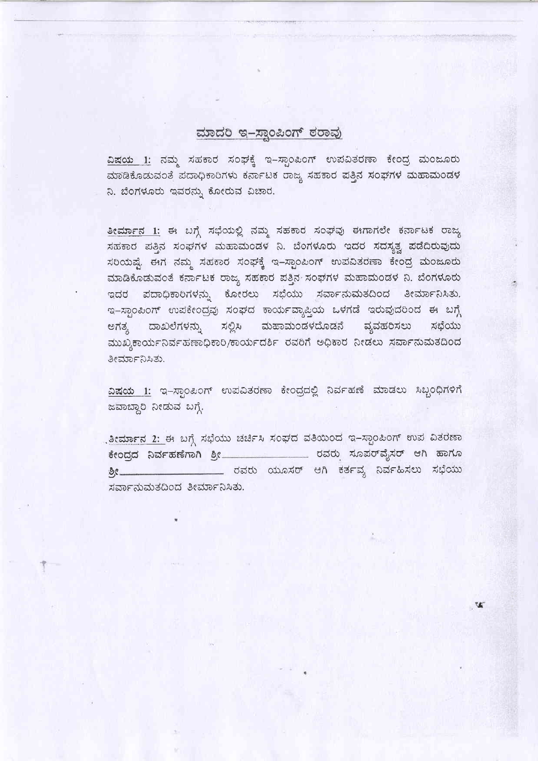# ಮಾದರಿ ಇ-ಸ್ಟಾಂಪಿಂಗ್ ಠರಾವು

__ವಿಷಯ 1:__ ನಮ್ಮ ಸಹಕಾರ ಸಂಘಕ್ಕೆ ಇ-ಸ್ಟಾಂಪಿಂಗ್ ಉಪವಿತರಣಾ ಕೇಂದ್ರ ಮಂಜೂರು ಮಾಡಿಕೊಡುವಂತೆ ಪದಾಧಿಕಾರಿಗಳು ಕರ್ನಾಟಕ ರಾಜ್ಯ ಸಹಕಾರ ಪತ್ತಿನ ಸಂಘಗಳ ಮಹಾಮಂಡಳ ನಿ. ಬೆಂಗಳೂರು ಇವರನ್ನು ಕೋರುವ ವಿಚಾರ.

__ತೀರ್ಮಾನ 1:__ ಈ ಬಗ್ಗೆ ಸಭೆಯಲ್ಲಿ ನಮ್ಮ ಸಹಕಾರ ಸಂಘವು ಈಗಾಗಲೇ ಕರ್ನಾಟಕ ರಾಜ್ಯ ಸಹಕಾರ ಪತ್ತಿನ ಸಂಘಗಳ ಮಹಾಮಂಡಳ ನಿ. ಬೆಂಗಳೂರು ಇದರ ಸದಸ್ಯತ್ವ ಪಡೆದಿರುವುದು ಸರಿಯಷ್ಟೆ. ಈಗ ನಮ್ಮ ಸಹಕಾರ ಸಂಘಕ್ಕೆ ಇ-ಸ್ಟಾಂಪಿಂಗ್ ಉಪವಿತರಣಾ ಕೇಂದ್ರ ಮಂಜೂರು ಮಾಡಿಕೊಡುವಂತೆ ಕರ್ನಾಟಕ ರಾಜ್ಯ ಸಹಕಾರ ಪತ್ತಿನ ಸಂಘಗಳ ಮಹಾಮಂಡಳ ನಿ. ಬೆಂಗಳೂರು ಇದರ ಪದಾಧಿಕಾರಿಗಳನ್ನು ಕೋರಲು ಸಭೆಯು ಸರ್ವಾನುಮತದಿಂದ ತೀರ್ಮಾನಿಸಿತು. ಇ-ಸ್ಟಾಂಪಿಂಗ್ ಉಪಕೇಂದ್ರವು ಸಂಘದ ಕಾರ್ಯವ್ಯಾಪ್ತಿಯ ಒಳಗಡೆ ಇರುವುದರಿಂದ ಈ ಬಗ್ಗೆ ಅಗತ್ಯ ದಾಖಲೆಗಳನ್ನು ಸಲ್ಲಿಸಿ ಮಹಾಮಂಡಳದೊಡನೆ ವ್ಯವಹರಿಸಲು ಸಭೆಯು ಮುಖ್ಯಕಾರ್ಯನಿರ್ವಹಣಾಧಿಕಾರಿ/ಕಾರ್ಯದರ್ಶಿ ರವರಿಗೆ ಅಧಿಕಾರ ನೀಡಲು ಸರ್ವಾನುಮತದಿಂದ ತೀರ್ಮಾನಿಸಿತು.

__ವಿಷಯ 1:__ ಇ-ಸ್ಟಾಂಪಿಂಗ್ ಉಪವಿತರಣಾ ಕೇಂದ್ರದಲ್ಲಿ ನಿರ್ವಹಣೆ ಮಾಡಲು ಸಿಬ್ಬಂಧಿಗಳಿಗೆ ಜವಾಬ್ದಾರಿ ನೀಡುವ ಬಗ್ಗೆ.

__ತೀರ್ಮಾನ 2:__ ಈ ಬಗ್ಗೆ ಸಭೆಯು ಚರ್ಚಿಸಿ ಸಂಘದ ವತಿಯಿಂದ ಇ-ಸ್ಟಾಂಪಿಂಗ್ ಉಪ ವಿತರಣಾ ಕೇಂದ್ರದ ನಿರ್ವಹಣೆಗಾಗಿ ಶ್ರೀ________________ ರವರು ಸೂಪರ್‌ವೈಸರ್ ಆಗಿ ಹಾಗೂ ಶ್ರೀ________________ ರವರು ಯೂಸರ್ ಆಗಿ ಕರ್ತವ್ಯ ನಿರ್ವಹಿಸಲು ಸಭೆಯು ಸರ್ವಾನುಮತದಿಂದ ತೀರ್ಮಾನಿಸಿತು.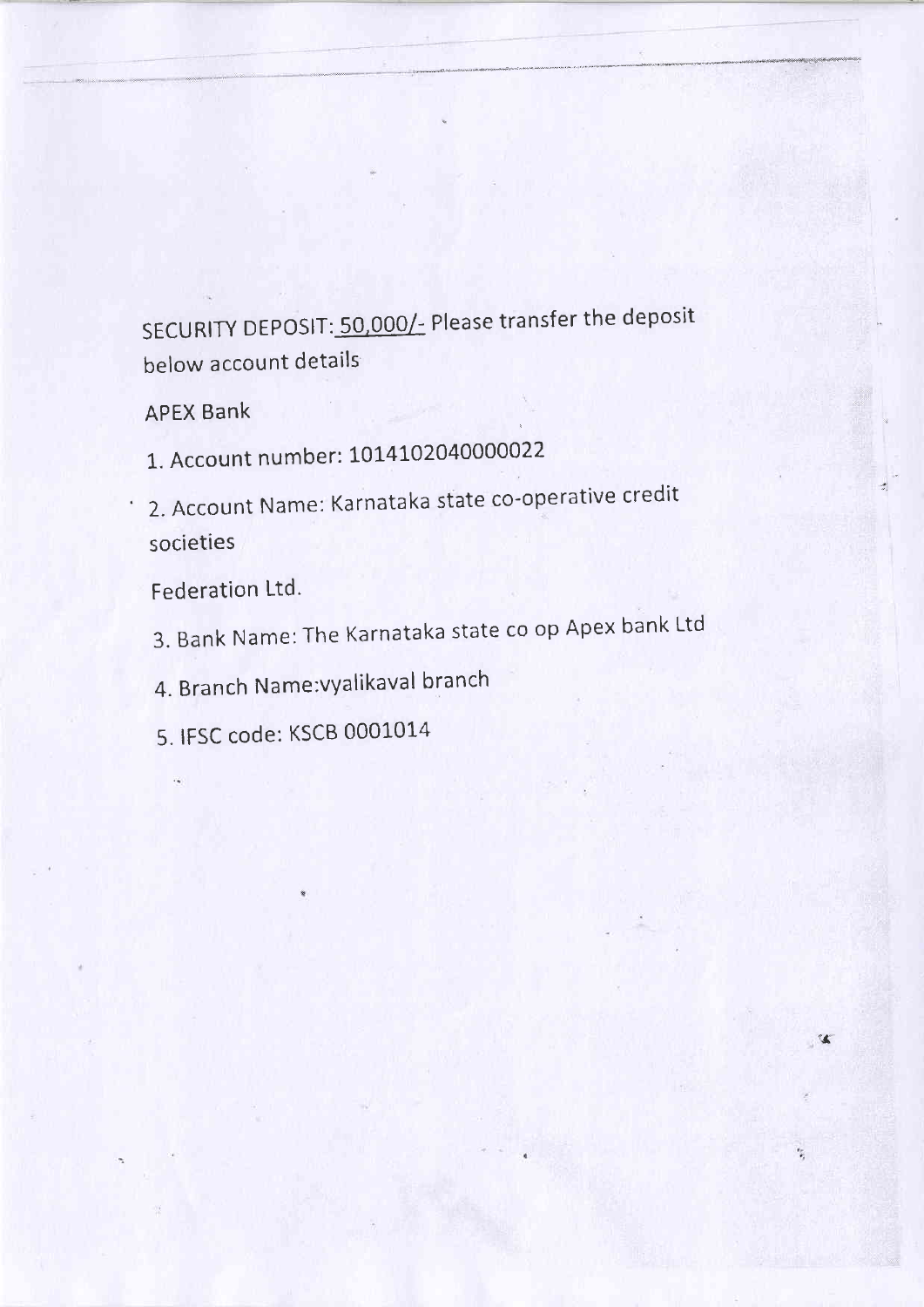SECURITY DEPOSIT: 50,000/- Please transfer the deposit below account details

APEX Bank

1. Account number: 1014102040000022
2. Account Name: Karnataka state co-operative credit societies

   Federation Ltd.
3. Bank Name: The Karnataka state co op Apex bank Ltd
4. Branch Name:vyalikaval branch
5. IFSC code: KSCB 0001014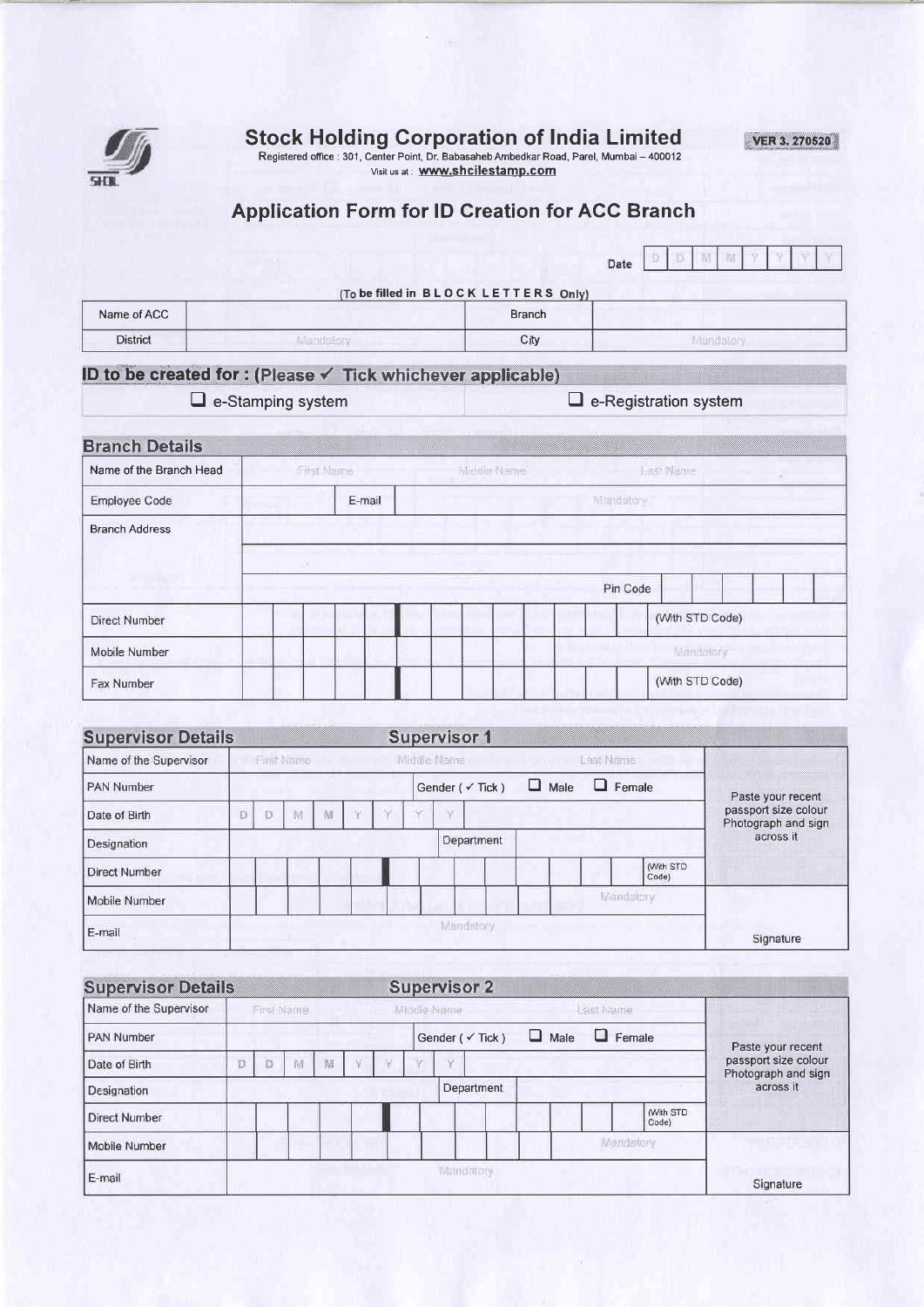# Stock Holding Corporation of India Limited

VER 3. 270520

Registered office : 301, Center Point, Dr. Babasaheb Ambedkar Road, Parel, Mumbai – 400012

Visit us at : **www.shcilestamp.com**

## Application Form for ID Creation for ACC Branch

Date: D D M M Y Y Y Y

(To be filled in BLOCK LETTERS Only)

| Name of ACC | | Branch | |
|---|---|---|---|
| District | Mandatory | City | Mandatory |

### ID to be created for : (Please ✓ Tick whichever applicable)

| ❑ e-Stamping system | ❑ e-Registration system |
|---|---|

### Branch Details

| | | | |
|---|---|---|---|
| Name of the Branch Head | First Name | Middle Name | Last Name |
| Employee Code | | E-mail | Mandatory |
| Branch Address | | | |
| | | | |
| | | Pin Code | |
| Direct Number | | | (With STD Code) |
| Mobile Number | | | Mandatory |
| Fax Number | | | (With STD Code) |

### Supervisor Details — Supervisor 1

| | | | | |
|---|---|---|---|---|
| Name of the Supervisor | First Name | Middle Name | Last Name | Paste your recent passport size colour Photograph and sign across it |
| PAN Number | | Gender ( ✓ Tick ) | ❑ Male ❑ Female | |
| Date of Birth | D D M M Y Y Y Y | | | |
| Designation | | Department | | |
| Direct Number | | | (With STD Code) | |
| Mobile Number | | | Mandatory | |
| E-mail | Mandatory | | | Signature |

### Supervisor Details — Supervisor 2

| | | | | |
|---|---|---|---|---|
| Name of the Supervisor | First Name | Middle Name | Last Name | Paste your recent passport size colour Photograph and sign across it |
| PAN Number | | Gender ( ✓ Tick ) | ❑ Male ❑ Female | |
| Date of Birth | D D M M Y Y Y Y | | | |
| Designation | | Department | | |
| Direct Number | | | (With STD Code) | |
| Mobile Number | | | Mandatory | |
| E-mail | Mandatory | | | Signature |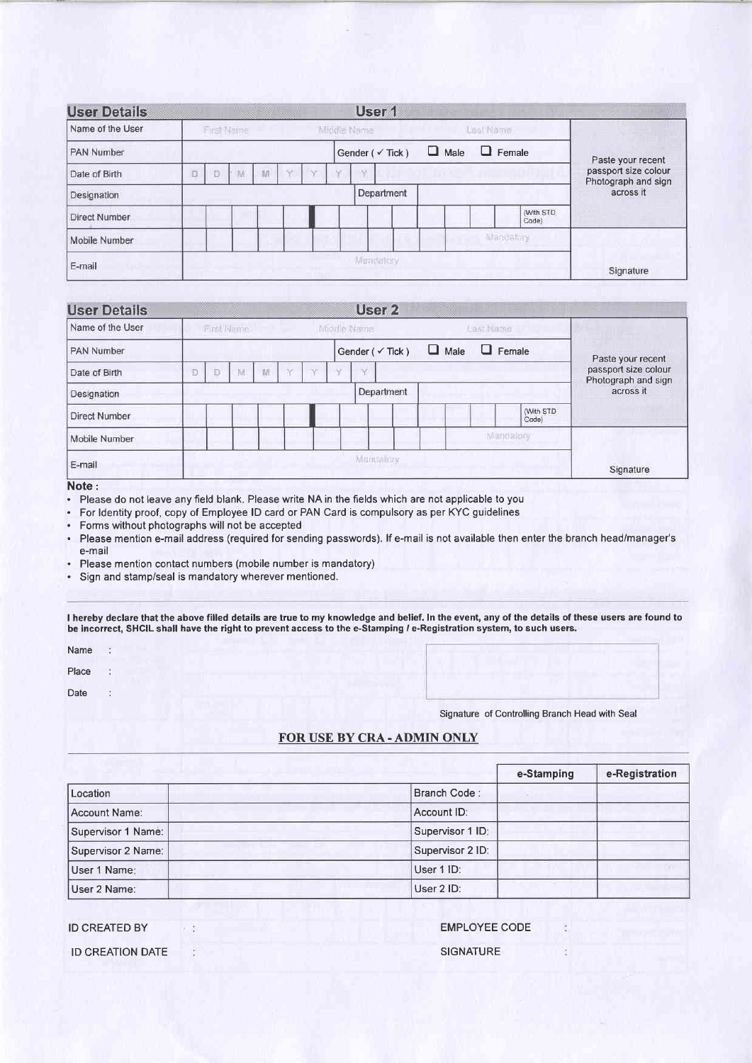## User Details — User 1

| | | | | |
|---|---|---|---|---|
| Name of the User | First Name | Middle Name | Last Name | Paste your recent passport size colour Photograph and sign across it |
| PAN Number | | Gender ( ✓ Tick ) | ☐ Male ☐ Female | |
| Date of Birth | D D M M Y Y Y Y | | | |
| Designation | | Department | | |
| Direct Number | | | (With STD Code) | |
| Mobile Number | | | Mandatory | |
| E-mail | Mandatory | | | Signature |

## User Details — User 2

| | | | | |
|---|---|---|---|---|
| Name of the User | First Name | Middle Name | Last Name | Paste your recent passport size colour Photograph and sign across it |
| PAN Number | | Gender ( ✓ Tick ) | ☐ Male ☐ Female | |
| Date of Birth | D D M M Y Y Y Y | | | |
| Designation | | Department | | |
| Direct Number | | | (With STD Code) | |
| Mobile Number | | | Mandatory | |
| E-mail | Mandatory | | | Signature |

**Note :**

- Please do not leave any field blank. Please write NA in the fields which are not applicable to you
- For Identity proof, copy of Employee ID card or PAN Card is compulsory as per KYC guidelines
- Forms without photographs will not be accepted
- Please mention e-mail address (required for sending passwords). If e-mail is not available then enter the branch head/manager's e-mail
- Please mention contact numbers (mobile number is mandatory)
- Sign and stamp/seal is mandatory wherever mentioned.

**I hereby declare that the above filled details are true to my knowledge and belief. In the event, any of the details of these users are found to be incorrect, SHCIL shall have the right to prevent access to the e-Stamping / e-Registration system, to such users.**

Name :

Place :

Date :

Signature of Controlling Branch Head with Seal

## FOR USE BY CRA - ADMIN ONLY

| | | | e-Stamping | e-Registration |
|---|---|---|---|---|
| Location | | Branch Code : | | |
| Account Name: | | Account ID: | | |
| Supervisor 1 Name: | | Supervisor 1 ID: | | |
| Supervisor 2 Name: | | Supervisor 2 ID: | | |
| User 1 Name: | | User 1 ID: | | |
| User 2 Name: | | User 2 ID: | | |

ID CREATED BY :

EMPLOYEE CODE :

ID CREATION DATE :

SIGNATURE :